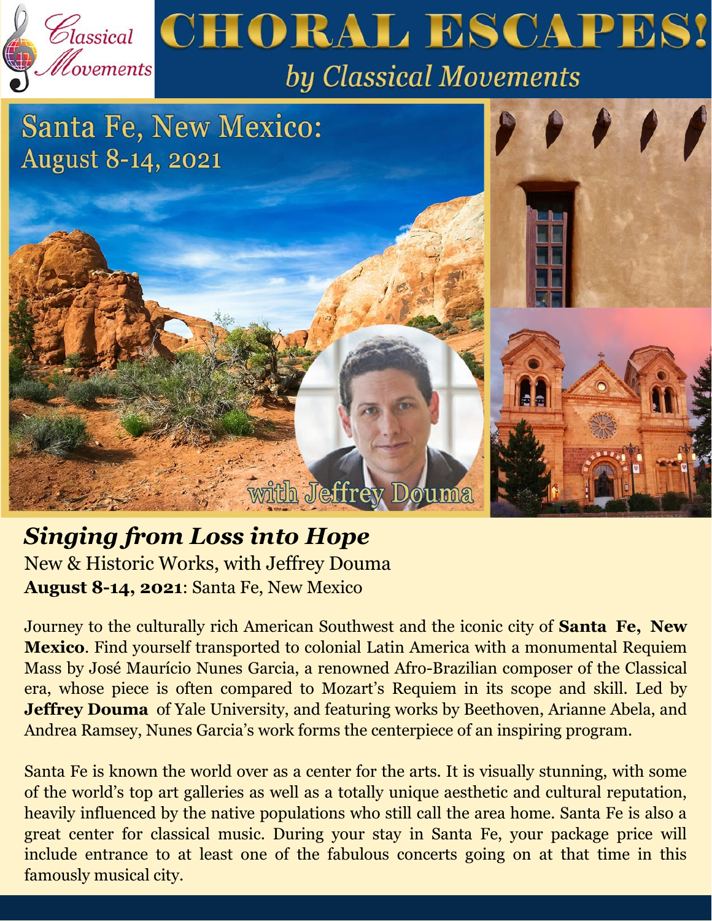# CHORAL ESCAPES!

by Classical Movements

## Santa Fe, New Mexico: August 8-14, 2021

with Jeffrey Douma

## *Singing from Loss into Hope*

New & Historic Works, with Jeffrey Douma

**August 8-14, 2021**: Santa Fe, New Mexico

Journey to the culturally rich American Southwest and the iconic city of **Santa Fe, New Mexico**. Find yourself transported to colonial Latin America with a monumental Requiem Mass by José Maurício Nunes Garcia, a renowned Afro-Brazilian composer of the Classical era, whose piece is often compared to Mozart's Requiem in its scope and skill. Led by **Jeffrey Douma** of Yale University, and featuring works by Beethoven, Arianne Abela, and Andrea Ramsey, Nunes Garcia's work forms the centerpiece of an inspiring program.

Santa Fe is known the world over as a center for the arts. It is visually stunning, with some of the world's top art galleries as well as a totally unique aesthetic and cultural reputation, heavily influenced by the native populations who still call the area home. Santa Fe is also a great center for classical music. During your stay in Santa Fe, your package price will include entrance to at least one of the fabulous concerts going on at that time in this famously musical city.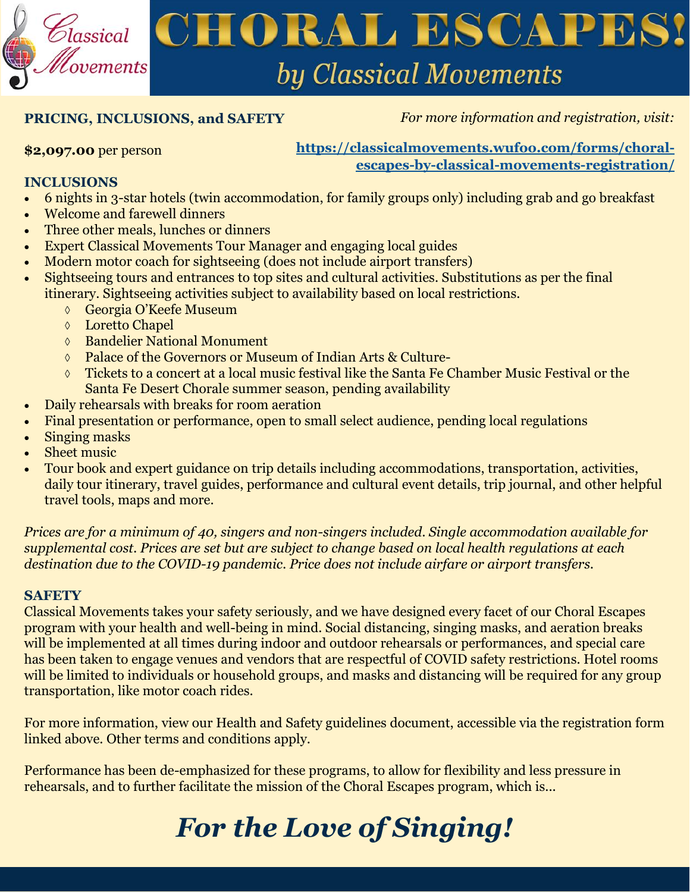# CHORAL ESCAPES!

## by Classical Movements

**PRICING, INCLUSIONS, and SAFETY**

*For more information and registration, visit:*

**https://classicalmovements.wufoo.com/forms/choral-escapes-by-classical-movements-registration/**

**$2,097.00** per person

**INCLUSIONS**

- 6 nights in 3-star hotels (twin accommodation, for family groups only) including grab and go breakfast
- Welcome and farewell dinners
- Three other meals, lunches or dinners
- Expert Classical Movements Tour Manager and engaging local guides
- Modern motor coach for sightseeing (does not include airport transfers)
- Sightseeing tours and entrances to top sites and cultural activities. Substitutions as per the final itinerary. Sightseeing activities subject to availability based on local restrictions.
  - Georgia O'Keefe Museum
  - Loretto Chapel
  - Bandelier National Monument
  - Palace of the Governors or Museum of Indian Arts & Culture-
  - Tickets to a concert at a local music festival like the Santa Fe Chamber Music Festival or the Santa Fe Desert Chorale summer season, pending availability
- Daily rehearsals with breaks for room aeration
- Final presentation or performance, open to small select audience, pending local regulations
- Singing masks
- Sheet music
- Tour book and expert guidance on trip details including accommodations, transportation, activities, daily tour itinerary, travel guides, performance and cultural event details, trip journal, and other helpful travel tools, maps and more.

*Prices are for a minimum of 40, singers and non-singers included. Single accommodation available for supplemental cost. Prices are set but are subject to change based on local health regulations at each destination due to the COVID-19 pandemic. Price does not include airfare or airport transfers.*

**SAFETY**

Classical Movements takes your safety seriously, and we have designed every facet of our Choral Escapes program with your health and well-being in mind. Social distancing, singing masks, and aeration breaks will be implemented at all times during indoor and outdoor rehearsals or performances, and special care has been taken to engage venues and vendors that are respectful of COVID safety restrictions. Hotel rooms will be limited to individuals or household groups, and masks and distancing will be required for any group transportation, like motor coach rides.

For more information, view our Health and Safety guidelines document, accessible via the registration form linked above. Other terms and conditions apply.

Performance has been de-emphasized for these programs, to allow for flexibility and less pressure in rehearsals, and to further facilitate the mission of the Choral Escapes program, which is...

# *For the Love of Singing!*